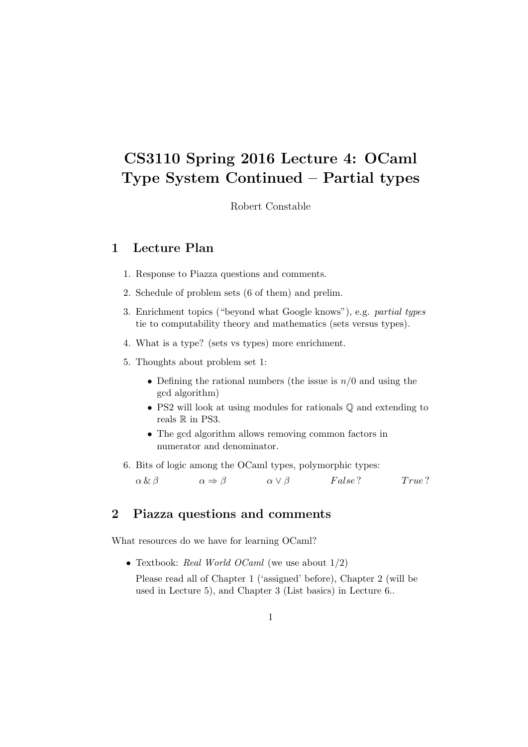# CS3110 Spring 2016 Lecture 4: OCaml Type System Continued – Partial types

Robert Constable

## 1 Lecture Plan

1. Response to Piazza questions and comments.
2. Schedule of problem sets (6 of them) and prelim.
3. Enrichment topics ("beyond what Google knows"), e.g. *partial types* tie to computability theory and mathematics (sets versus types).
4. What is a type? (sets vs types) more enrichment.
5. Thoughts about problem set 1:
   - Defining the rational numbers (the issue is $n/0$ and using the gcd algorithm)
   - PS2 will look at using modules for rationals $\mathbb{Q}$ and extending to reals $\mathbb{R}$ in PS3.
   - The gcd algorithm allows removing common factors in numerator and denominator.
6. Bits of logic among the OCaml types, polymorphic types:

   $\alpha \,\&\, \beta \qquad \alpha \Rightarrow \beta \qquad \alpha \vee \beta \qquad False\,? \qquad True\,?$

## 2 Piazza questions and comments

What resources do we have for learning OCaml?

- Textbook: *Real World OCaml* (we use about 1/2)

  Please read all of Chapter 1 ('assigned' before), Chapter 2 (will be used in Lecture 5), and Chapter 3 (List basics) in Lecture 6..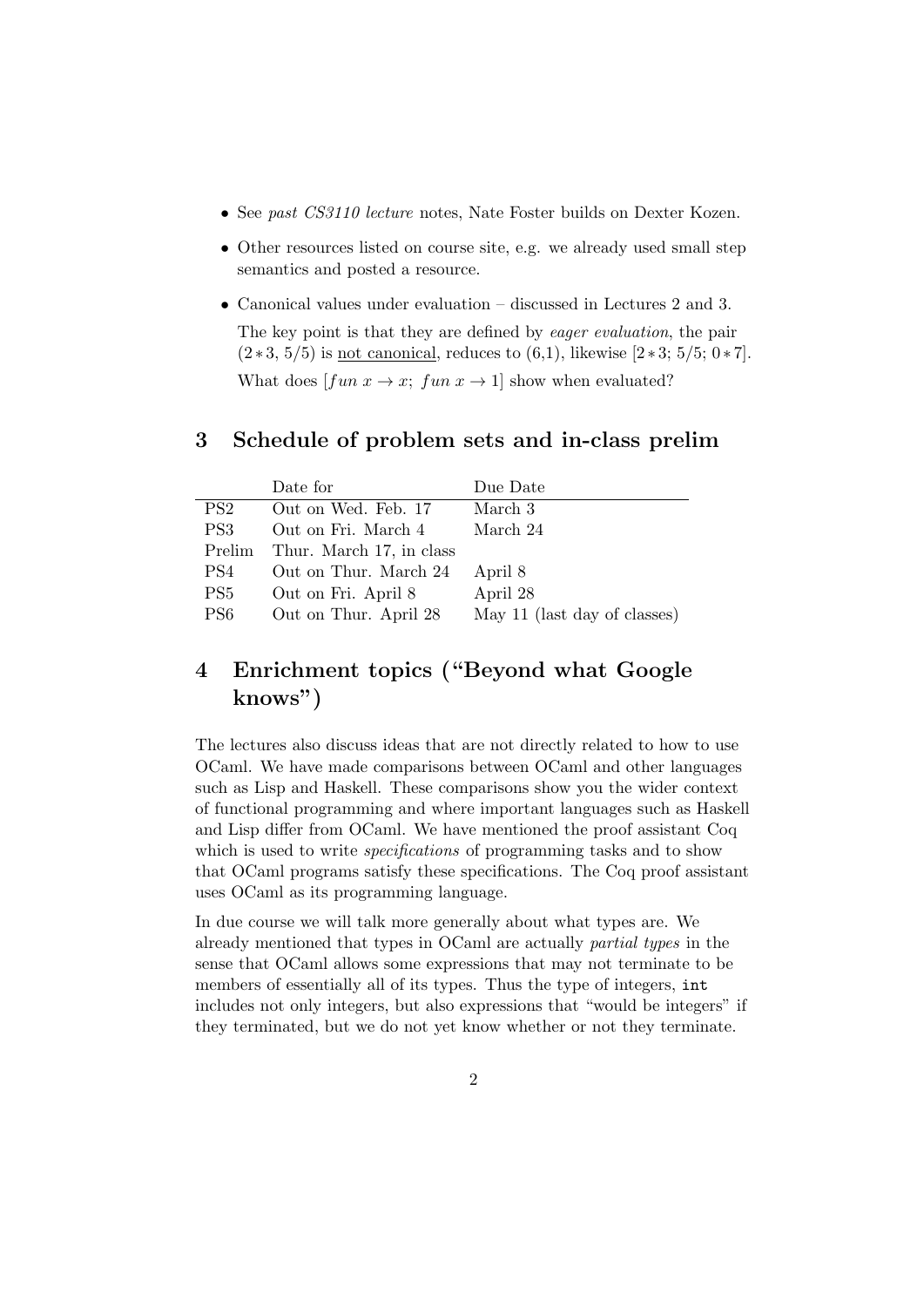- See *past CS3110 lecture* notes, Nate Foster builds on Dexter Kozen.
- Other resources listed on course site, e.g. we already used small step semantics and posted a resource.
- Canonical values under evaluation – discussed in Lectures 2 and 3.

  The key point is that they are defined by *eager evaluation*, the pair $(2*3,\, 5/5)$ is <u>not canonical</u>, reduces to (6,1), likewise $[2*3;\, 5/5;\, 0*7]$.

  What does $[fun\ x \rightarrow x;\ fun\ x \rightarrow 1]$ show when evaluated?

## 3 Schedule of problem sets and in-class prelim

| | Date for | Due Date |
|---|---|---|
| PS2 | Out on Wed. Feb. 17 | March 3 |
| PS3 | Out on Fri. March 4 | March 24 |
| Prelim | Thur. March 17, in class | |
| PS4 | Out on Thur. March 24 | April 8 |
| PS5 | Out on Fri. April 8 | April 28 |
| PS6 | Out on Thur. April 28 | May 11 (last day of classes) |

## 4 Enrichment topics ("Beyond what Google knows")

The lectures also discuss ideas that are not directly related to how to use OCaml. We have made comparisons between OCaml and other languages such as Lisp and Haskell. These comparisons show you the wider context of functional programming and where important languages such as Haskell and Lisp differ from OCaml. We have mentioned the proof assistant Coq which is used to write *specifications* of programming tasks and to show that OCaml programs satisfy these specifications. The Coq proof assistant uses OCaml as its programming language.

In due course we will talk more generally about what types are. We already mentioned that types in OCaml are actually *partial types* in the sense that OCaml allows some expressions that may not terminate to be members of essentially all of its types. Thus the type of integers, `int` includes not only integers, but also expressions that "would be integers" if they terminated, but we do not yet know whether or not they terminate.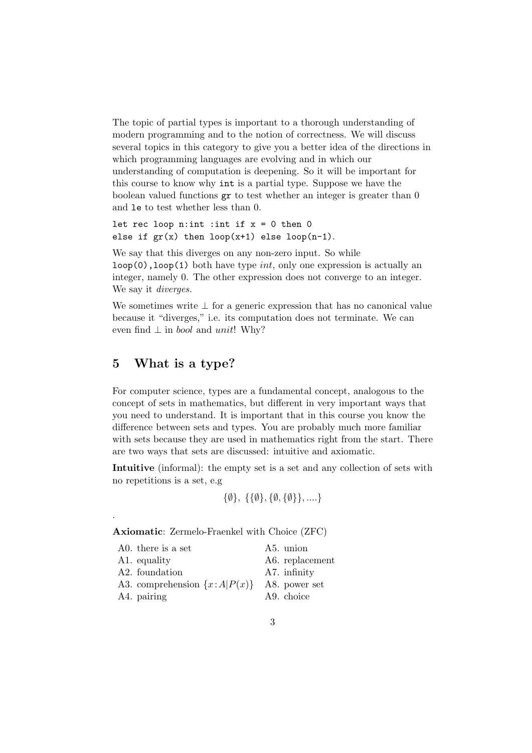The topic of partial types is important to a thorough understanding of modern programming and to the notion of correctness. We will discuss several topics in this category to give you a better idea of the directions in which programming languages are evolving and in which our understanding of computation is deepening. So it will be important for this course to know why `int` is a partial type. Suppose we have the boolean valued functions `gr` to test whether an integer is greater than 0 and `le` to test whether less than 0.

```
let rec loop n:int :int if x = 0 then 0
else if gr(x) then loop(x+1) else loop(n-1).
```

We say that this diverges on any non-zero input. So while `loop(0),loop(1)` both have type *int*, only one expression is actually an integer, namely 0. The other expression does not converge to an integer. We say it *diverges.*

We sometimes write $\perp$ for a generic expression that has no canonical value because it "diverges," i.e. its computation does not terminate. We can even find $\perp$ in *bool* and *unit*! Why?

## 5 What is a type?

For computer science, types are a fundamental concept, analogous to the concept of sets in mathematics, but different in very important ways that you need to understand. It is important that in this course you know the difference between sets and types. You are probably much more familiar with sets because they are used in mathematics right from the start. There are two ways that sets are discussed: intuitive and axiomatic.

**Intuitive** (informal): the empty set is a set and any collection of sets with no repetitions is a set, e.g

$$\{\emptyset\},\ \{\{\emptyset\},\{\emptyset,\{\emptyset\}\},....\}$$

.

**Axiomatic**: Zermelo-Fraenkel with Choice (ZFC)

- A0. there is a set
- A1. equality
- A2. foundation
- A3. comprehension $\{x:A|P(x)\}$
- A4. pairing
- A5. union
- A6. replacement
- A7. infinity
- A8. power set
- A9. choice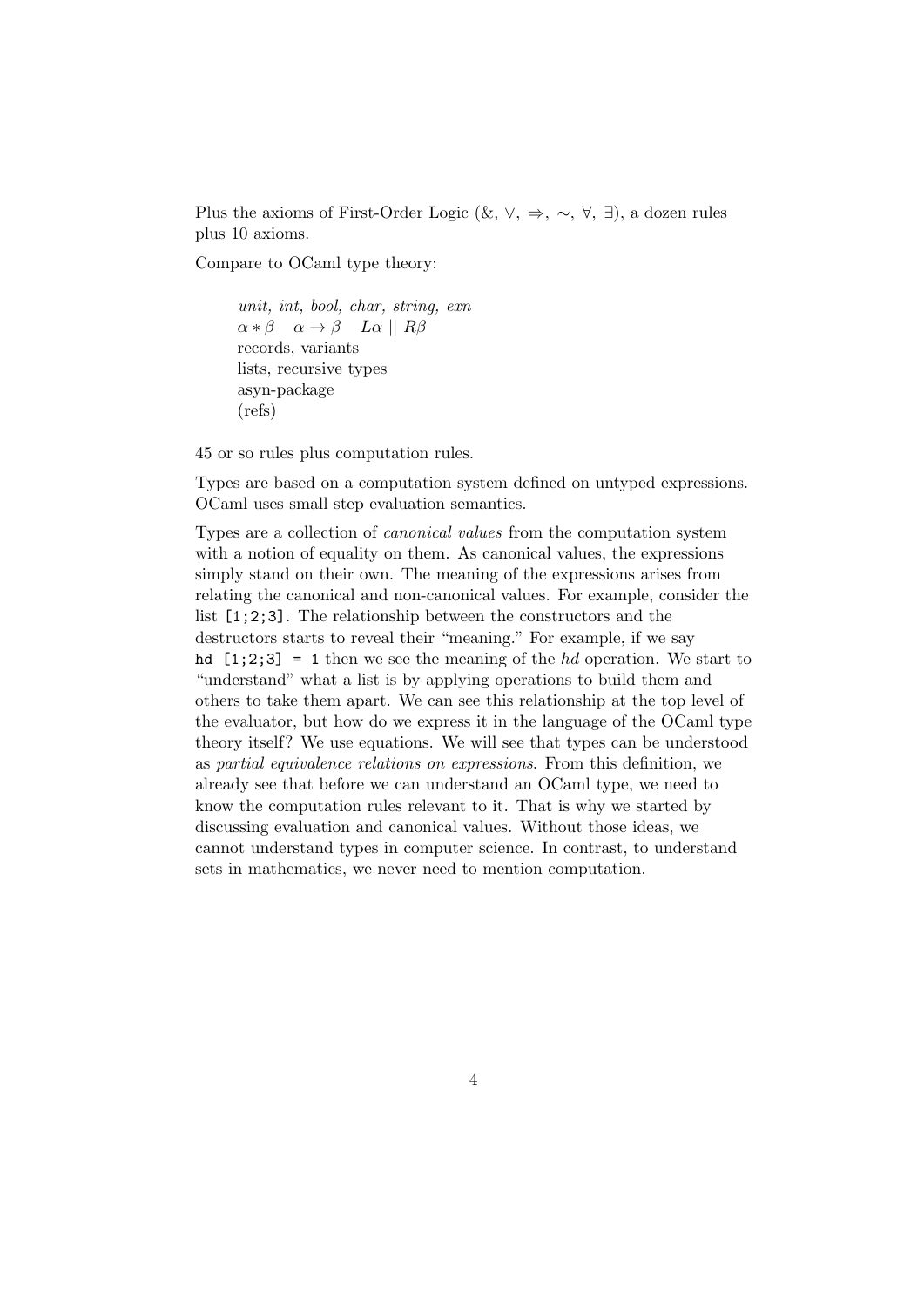Plus the axioms of First-Order Logic (&, $\vee$, $\Rightarrow$, $\sim$, $\forall$, $\exists$), a dozen rules plus 10 axioms.

Compare to OCaml type theory:

> *unit, int, bool, char, string, exn*
> $\alpha * \beta \quad \alpha \rightarrow \beta \quad L\alpha \mid\mid R\beta$
> records, variants
> lists, recursive types
> asyn-package
> (refs)

45 or so rules plus computation rules.

Types are based on a computation system defined on untyped expressions. OCaml uses small step evaluation semantics.

Types are a collection of *canonical values* from the computation system with a notion of equality on them. As canonical values, the expressions simply stand on their own. The meaning of the expressions arises from relating the canonical and non-canonical values. For example, consider the list `[1;2;3]`. The relationship between the constructors and the destructors starts to reveal their "meaning." For example, if we say `hd [1;2;3] = 1` then we see the meaning of the *hd* operation. We start to "understand" what a list is by applying operations to build them and others to take them apart. We can see this relationship at the top level of the evaluator, but how do we express it in the language of the OCaml type theory itself? We use equations. We will see that types can be understood as *partial equivalence relations on expressions*. From this definition, we already see that before we can understand an OCaml type, we need to know the computation rules relevant to it. That is why we started by discussing evaluation and canonical values. Without those ideas, we cannot understand types in computer science. In contrast, to understand sets in mathematics, we never need to mention computation.